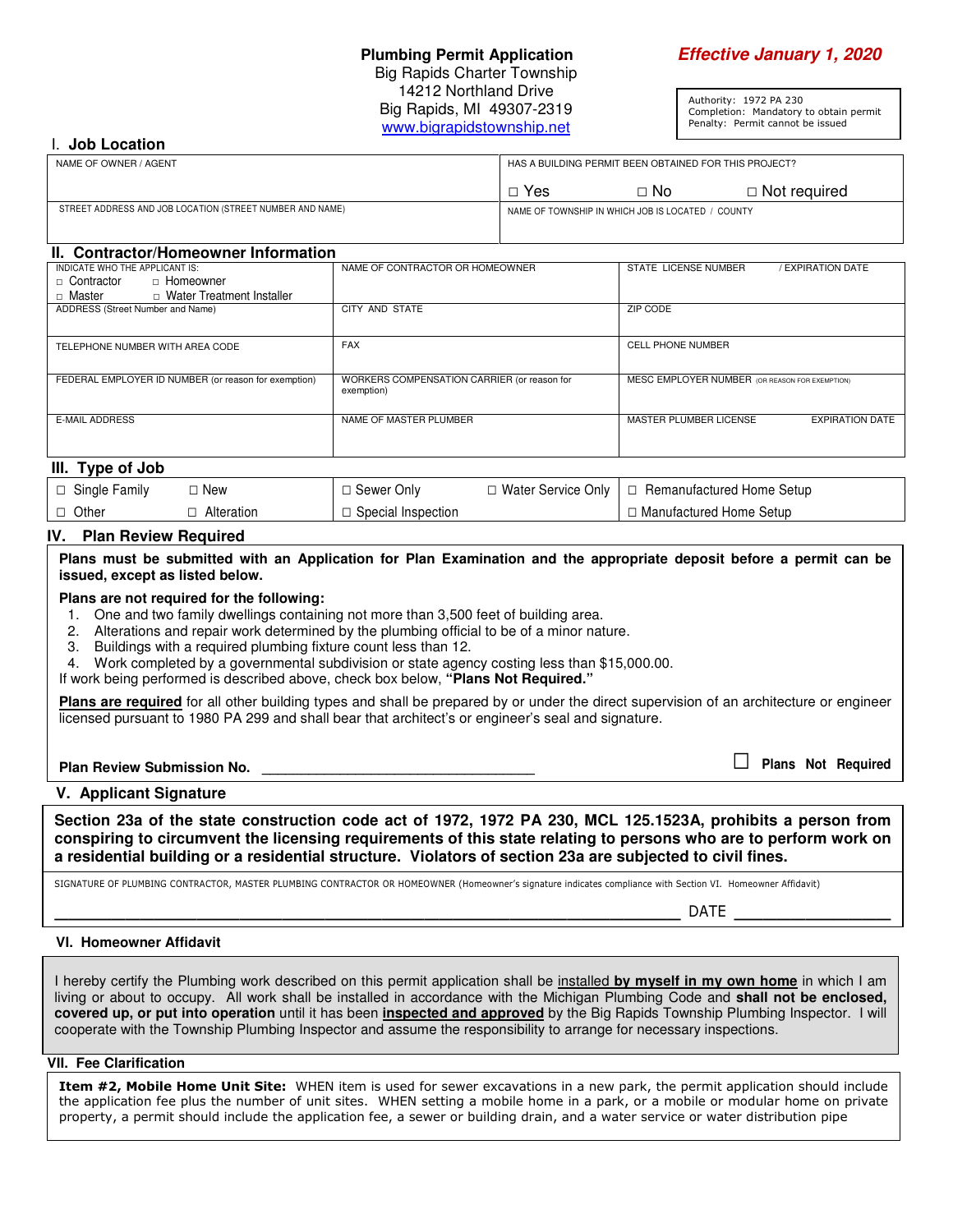# Plumbing Permit Application

Big Rapids Charter Township
14212 Northland Drive
Big Rapids, MI 49307-2319
www.bigrapidstownship.net

***Effective January 1, 2020***

Authority: 1972 PA 230
Completion: Mandatory to obtain permit
Penalty: Permit cannot be issued

## I. Job Location

| NAME OF OWNER / AGENT | HAS A BUILDING PERMIT BEEN OBTAINED FOR THIS PROJECT? ☐ Yes ☐ No ☐ Not required |
|---|---|
| STREET ADDRESS AND JOB LOCATION (STREET NUMBER AND NAME) | NAME OF TOWNSHIP IN WHICH JOB IS LOCATED / COUNTY |

## II. Contractor/Homeowner Information

| INDICATE WHO THE APPLICANT IS: ☐ Contractor ☐ Homeowner ☐ Master ☐ Water Treatment Installer | NAME OF CONTRACTOR OR HOMEOWNER | STATE LICENSE NUMBER / EXPIRATION DATE |
|---|---|---|
| ADDRESS (Street Number and Name) | CITY AND STATE | ZIP CODE |
| TELEPHONE NUMBER WITH AREA CODE | FAX | CELL PHONE NUMBER |
| FEDERAL EMPLOYER ID NUMBER (or reason for exemption) | WORKERS COMPENSATION CARRIER (or reason for exemption) | MESC EMPLOYER NUMBER (OR REASON FOR EXEMPTION) |
| E-MAIL ADDRESS | NAME OF MASTER PLUMBER | MASTER PLUMBER LICENSE EXPIRATION DATE |

## III. Type of Job

| | | | | |
|---|---|---|---|---|
| ☐ Single Family | ☐ New | ☐ Sewer Only | ☐ Water Service Only | ☐ Remanufactured Home Setup |
| ☐ Other | ☐ Alteration | ☐ Special Inspection | | ☐ Manufactured Home Setup |

## IV. Plan Review Required

**Plans must be submitted with an Application for Plan Examination and the appropriate deposit before a permit can be issued, except as listed below.**

**Plans are not required for the following:**

1. One and two family dwellings containing not more than 3,500 feet of building area.
2. Alterations and repair work determined by the plumbing official to be of a minor nature.
3. Buildings with a required plumbing fixture count less than 12.
4. Work completed by a governmental subdivision or state agency costing less than $15,000.00.

If work being performed is described above, check box below, **"Plans Not Required."**

**Plans are required** for all other building types and shall be prepared by or under the direct supervision of an architecture or engineer licensed pursuant to 1980 PA 299 and shall bear that architect's or engineer's seal and signature.

**Plan Review Submission No.** ______________________________ ☐ **Plans Not Required**

## V. Applicant Signature

**Section 23a of the state construction code act of 1972, 1972 PA 230, MCL 125.1523A, prohibits a person from conspiring to circumvent the licensing requirements of this state relating to persons who are to perform work on a residential building or a residential structure. Violators of section 23a are subjected to civil fines.**

SIGNATURE OF PLUMBING CONTRACTOR, MASTER PLUMBING CONTRACTOR OR HOMEOWNER (Homeowner's signature indicates compliance with Section VI. Homeowner Affidavit)

________________________________________________ DATE ______________

## VI. Homeowner Affidavit

I hereby certify the Plumbing work described on this permit application shall be installed **by myself in my own home** in which I am living or about to occupy. All work shall be installed in accordance with the Michigan Plumbing Code and **shall not be enclosed, covered up, or put into operation** until it has been **inspected and approved** by the Big Rapids Township Plumbing Inspector. I will cooperate with the Township Plumbing Inspector and assume the responsibility to arrange for necessary inspections.

## VII. Fee Clarification

**Item #2, Mobile Home Unit Site:** WHEN item is used for sewer excavations in a new park, the permit application should include the application fee plus the number of unit sites. WHEN setting a mobile home in a park, or a mobile or modular home on private property, a permit should include the application fee, a sewer or building drain, and a water service or water distribution pipe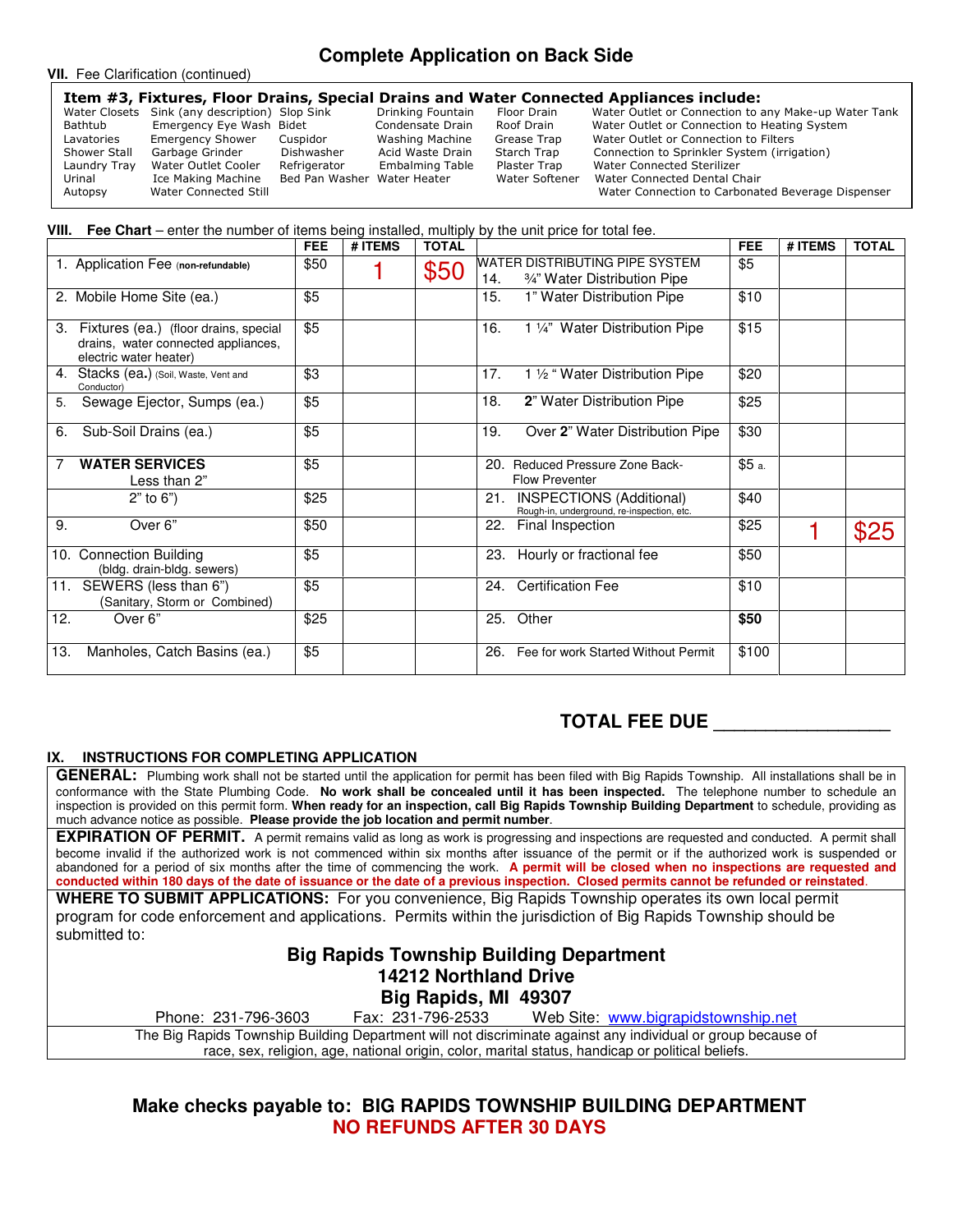## Complete Application on Back Side

**VII.** Fee Clarification (continued)

**Item #3, Fixtures, Floor Drains, Special Drains and Water Connected Appliances include:**

| | | | | | |
|---|---|---|---|---|---|
| Water Closets | Sink (any description) | Slop Sink | Drinking Fountain | Floor Drain | Water Outlet or Connection to any Make-up Water Tank |
| Bathtub | Emergency Eye Wash | Bidet | Condensate Drain | Roof Drain | Water Outlet or Connection to Heating System |
| Lavatories | Emergency Shower | Cuspidor | Washing Machine | Grease Trap | Water Outlet or Connection to Filters |
| Shower Stall | Garbage Grinder | Dishwasher | Acid Waste Drain | Starch Trap | Connection to Sprinkler System (irrigation) |
| Laundry Tray | Water Outlet Cooler | Refrigerator | Embalming Table | Plaster Trap | Water Connected Sterilizer |
| Urinal | Ice Making Machine | Bed Pan Washer | Water Heater | Water Softener | Water Connected Dental Chair |
| Autopsy | Water Connected Still | | | | Water Connection to Carbonated Beverage Dispenser |

**VIII. Fee Chart** – enter the number of items being installed, multiply by the unit price for total fee.

| | FEE | # ITEMS | TOTAL | | FEE | # ITEMS | TOTAL |
|---|---|---|---|---|---|---|---|
| 1. Application Fee (non-refundable) | $50 | 1 | $50 | WATER DISTRIBUTING PIPE SYSTEM 14. ¾" Water Distribution Pipe | $5 | | |
| 2. Mobile Home Site (ea.) | $5 | | | 15. 1" Water Distribution Pipe | $10 | | |
| 3. Fixtures (ea.) (floor drains, special drains, water connected appliances, electric water heater) | $5 | | | 16. 1 ¼" Water Distribution Pipe | $15 | | |
| 4. Stacks (ea.) (Soil, Waste, Vent and Conductor) | $3 | | | 17. 1 ½ " Water Distribution Pipe | $20 | | |
| 5. Sewage Ejector, Sumps (ea.) | $5 | | | 18. **2**" Water Distribution Pipe | $25 | | |
| 6. Sub-Soil Drains (ea.) | $5 | | | 19. Over **2**" Water Distribution Pipe | $30 | | |
| 7 **WATER SERVICES** Less than 2" | $5 | | | 20. Reduced Pressure Zone Back-Flow Preventer | $5 a. | | |
| 2" to 6") | $25 | | | 21. INSPECTIONS (Additional) Rough-in, underground, re-inspection, etc. | $40 | | |
| 9. Over 6" | $50 | | | 22. Final Inspection | $25 | 1 | $25 |
| 10. Connection Building (bldg. drain-bldg. sewers) | $5 | | | 23. Hourly or fractional fee | $50 | | |
| 11. SEWERS (less than 6") (Sanitary, Storm or Combined) | $5 | | | 24. Certification Fee | $10 | | |
| 12. Over 6" | $25 | | | 25. Other | **$50** | | |
| 13. Manholes, Catch Basins (ea.) | $5 | | | 26. Fee for work Started Without Permit | $100 | | |

**TOTAL FEE DUE \_\_\_\_\_\_\_\_\_\_\_\_\_\_\_\_**

**IX. INSTRUCTIONS FOR COMPLETING APPLICATION**

**GENERAL:** Plumbing work shall not be started until the application for permit has been filed with Big Rapids Township. All installations shall be in conformance with the State Plumbing Code. **No work shall be concealed until it has been inspected.** The telephone number to schedule an inspection is provided on this permit form. **When ready for an inspection, call Big Rapids Township Building Department** to schedule, providing as much advance notice as possible. **Please provide the job location and permit number**.

**EXPIRATION OF PERMIT.** A permit remains valid as long as work is progressing and inspections are requested and conducted. A permit shall become invalid if the authorized work is not commenced within six months after issuance of the permit or if the authorized work is suspended or abandoned for a period of six months after the time of commencing the work. **A permit will be closed when no inspections are requested and conducted within 180 days of the date of issuance or the date of a previous inspection. Closed permits cannot be refunded or reinstated**.

**WHERE TO SUBMIT APPLICATIONS:** For you convenience, Big Rapids Township operates its own local permit program for code enforcement and applications. Permits within the jurisdiction of Big Rapids Township should be submitted to:

**Big Rapids Township Building Department**
**14212 Northland Drive**
**Big Rapids, MI 49307**

Phone: 231-796-3603 Fax: 231-796-2533 Web Site: www.bigrapidstownship.net

The Big Rapids Township Building Department will not discriminate against any individual or group because of race, sex, religion, age, national origin, color, marital status, handicap or political beliefs.

**Make checks payable to: BIG RAPIDS TOWNSHIP BUILDING DEPARTMENT**
**NO REFUNDS AFTER 30 DAYS**